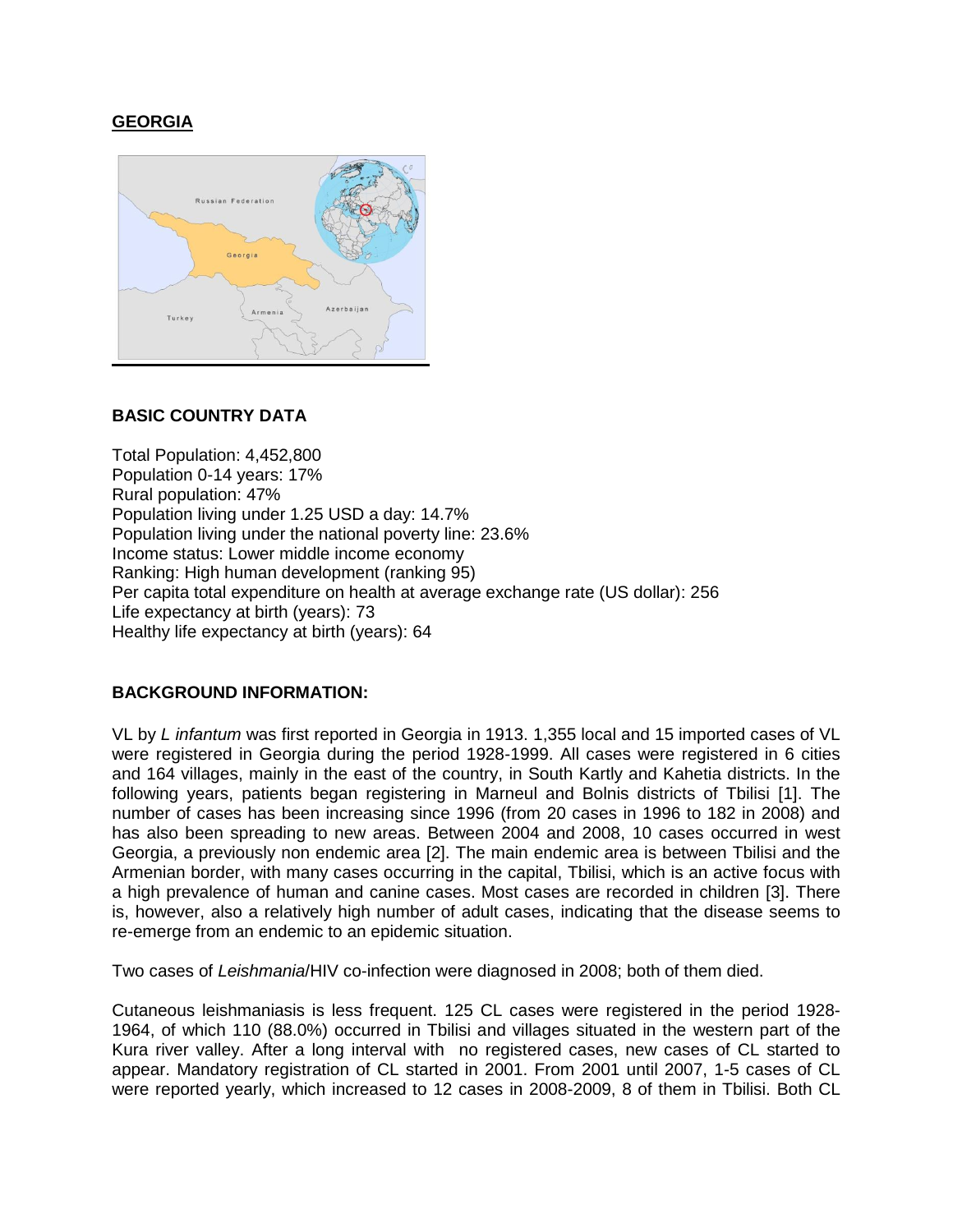# GEORGIA

## BASIC COUNTRY DATA

Total Population: 4,452,800
Population 0-14 years: 17%
Rural population: 47%
Population living under 1.25 USD a day: 14.7%
Population living under the national poverty line: 23.6%
Income status: Lower middle income economy
Ranking: High human development (ranking 95)
Per capita total expenditure on health at average exchange rate (US dollar): 256
Life expectancy at birth (years): 73
Healthy life expectancy at birth (years): 64

## BACKGROUND INFORMATION:

VL by *L infantum* was first reported in Georgia in 1913. 1,355 local and 15 imported cases of VL were registered in Georgia during the period 1928-1999. All cases were registered in 6 cities and 164 villages, mainly in the east of the country, in South Kartly and Kahetia districts. In the following years, patients began registering in Marneul and Bolnis districts of Tbilisi [1]. The number of cases has been increasing since 1996 (from 20 cases in 1996 to 182 in 2008) and has also been spreading to new areas. Between 2004 and 2008, 10 cases occurred in west Georgia, a previously non endemic area [2]. The main endemic area is between Tbilisi and the Armenian border, with many cases occurring in the capital, Tbilisi, which is an active focus with a high prevalence of human and canine cases. Most cases are recorded in children [3]. There is, however, also a relatively high number of adult cases, indicating that the disease seems to re-emerge from an endemic to an epidemic situation.

Two cases of *Leishmania*/HIV co-infection were diagnosed in 2008; both of them died.

Cutaneous leishmaniasis is less frequent. 125 CL cases were registered in the period 1928-1964, of which 110 (88.0%) occurred in Tbilisi and villages situated in the western part of the Kura river valley. After a long interval with no registered cases, new cases of CL started to appear. Mandatory registration of CL started in 2001. From 2001 until 2007, 1-5 cases of CL were reported yearly, which increased to 12 cases in 2008-2009, 8 of them in Tbilisi. Both CL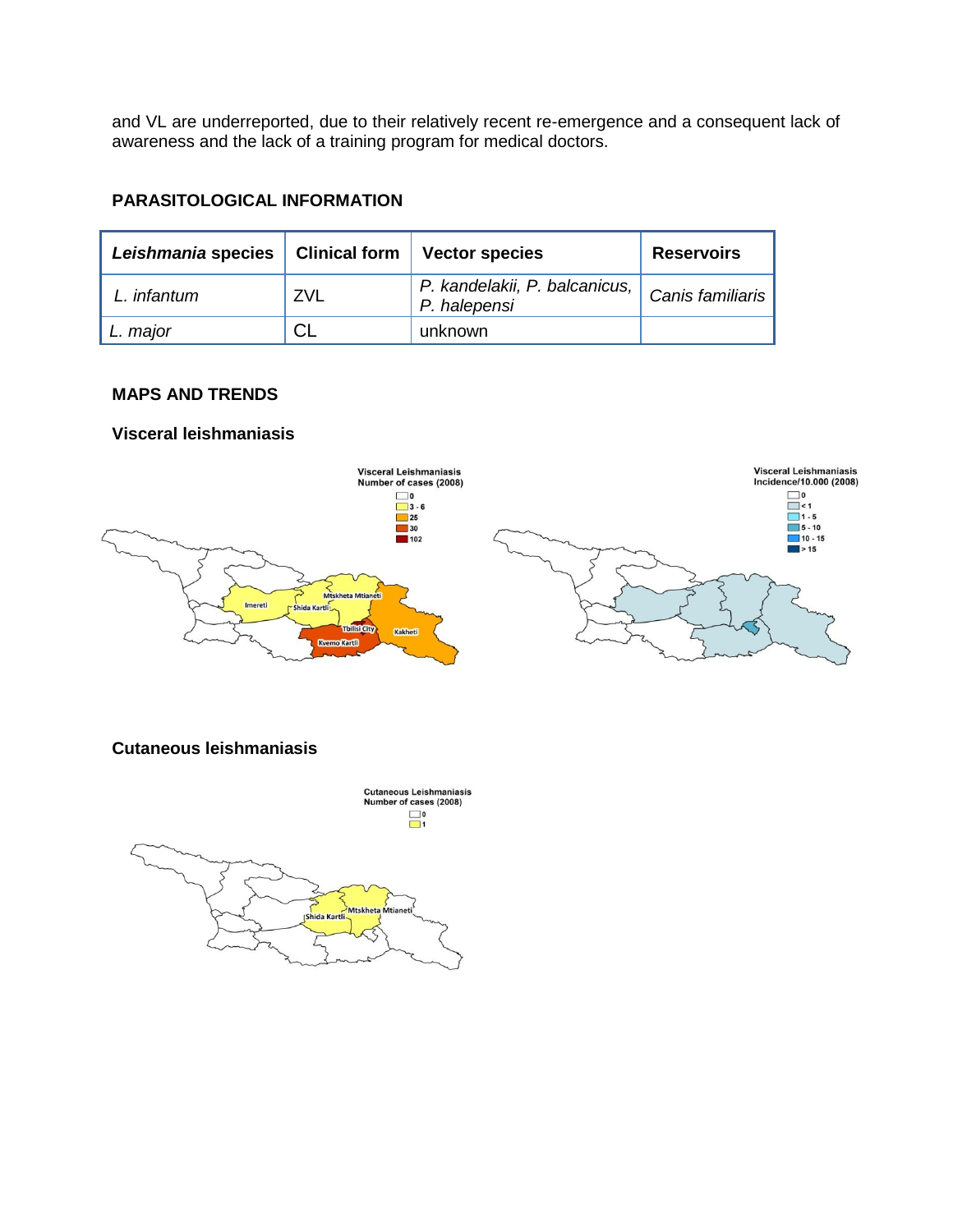and VL are underreported, due to their relatively recent re-emergence and a consequent lack of awareness and the lack of a training program for medical doctors.

## PARASITOLOGICAL INFORMATION

| *Leishmania* species | Clinical form | Vector species | Reservoirs |
|---|---|---|---|
| *L. infantum* | ZVL | *P. kandelakii, P. balcanicus, P. halepensi* | *Canis familiaris* |
| *L. major* | CL | unknown | |

## MAPS AND TRENDS

### Visceral leishmaniasis

### Cutaneous leishmaniasis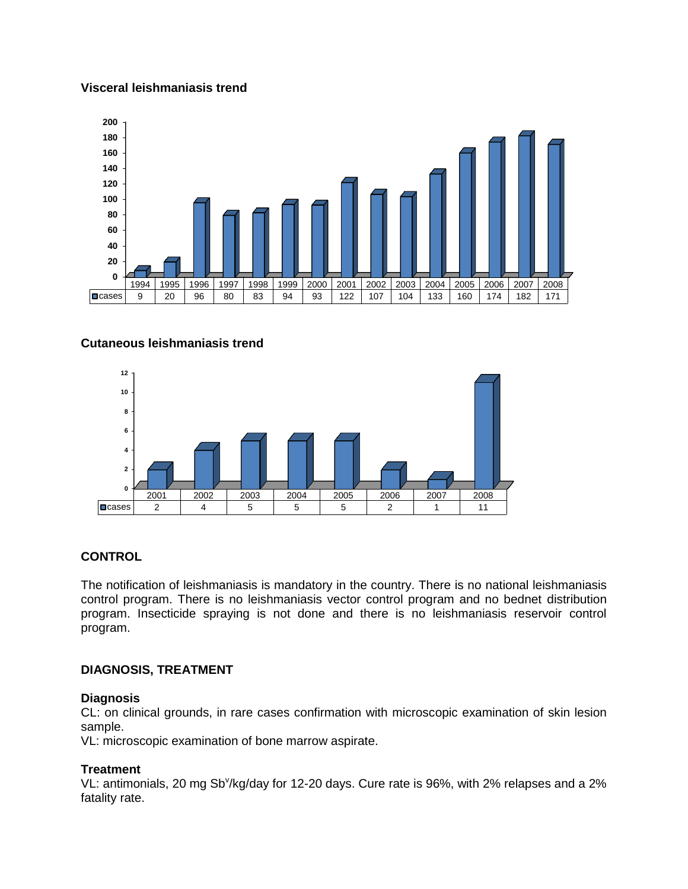**Visceral leishmaniasis trend**

| | 1994 | 1995 | 1996 | 1997 | 1998 | 1999 | 2000 | 2001 | 2002 | 2003 | 2004 | 2005 | 2006 | 2007 | 2008 |
|---|---|---|---|---|---|---|---|---|---|---|---|---|---|---|---|
| cases | 9 | 20 | 96 | 80 | 83 | 94 | 93 | 122 | 107 | 104 | 133 | 160 | 174 | 182 | 171 |

**Cutaneous leishmaniasis trend**

| | 2001 | 2002 | 2003 | 2004 | 2005 | 2006 | 2007 | 2008 |
|---|---|---|---|---|---|---|---|---|
| cases | 2 | 4 | 5 | 5 | 5 | 2 | 1 | 11 |

## CONTROL

The notification of leishmaniasis is mandatory in the country. There is no national leishmaniasis control program. There is no leishmaniasis vector control program and no bednet distribution program. Insecticide spraying is not done and there is no leishmaniasis reservoir control program.

## DIAGNOSIS, TREATMENT

### Diagnosis

CL: on clinical grounds, in rare cases confirmation with microscopic examination of skin lesion sample.

VL: microscopic examination of bone marrow aspirate.

### Treatment

VL: antimonials, 20 mg $Sb^v$/kg/day for 12-20 days. Cure rate is 96%, with 2% relapses and a 2% fatality rate.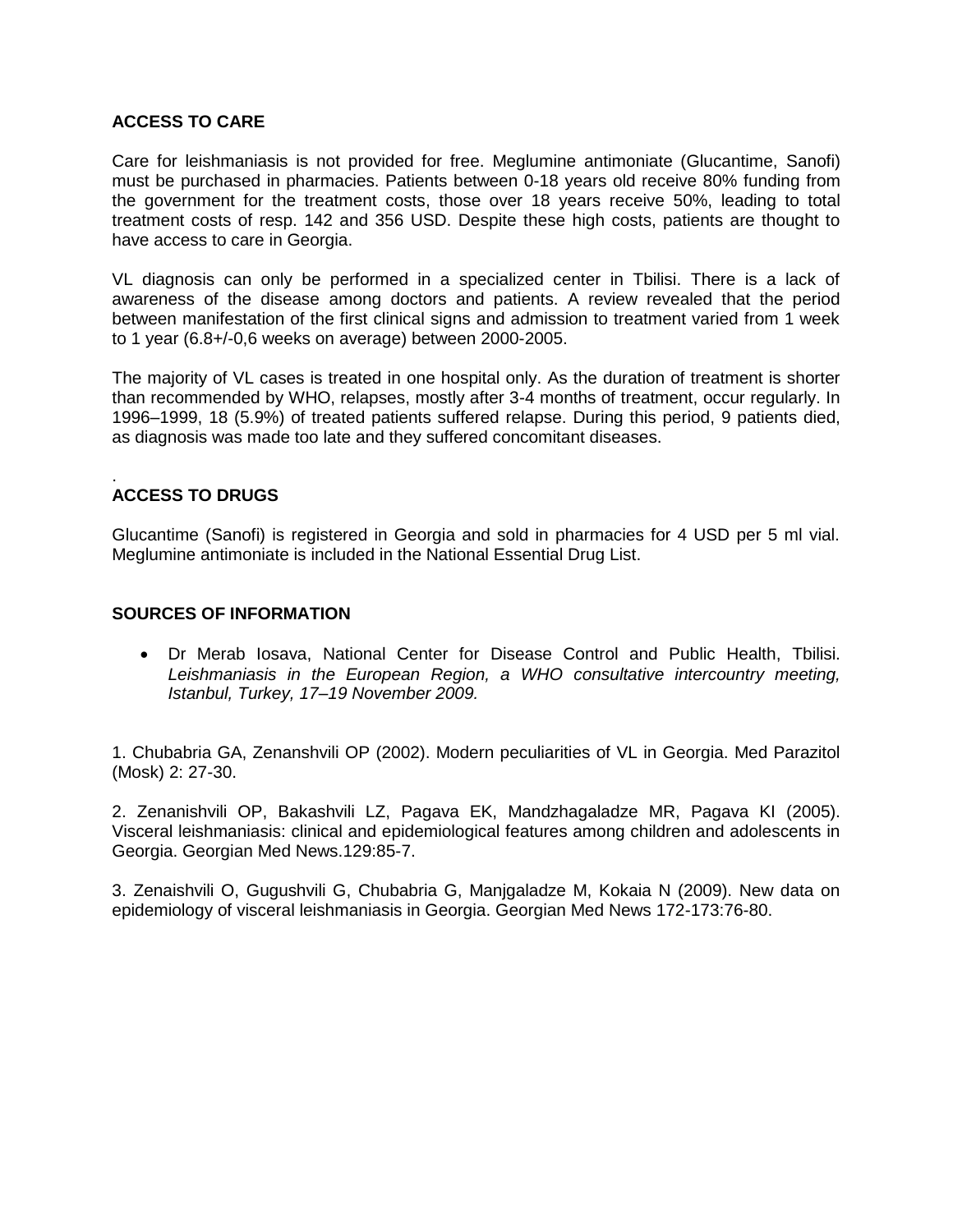## ACCESS TO CARE

Care for leishmaniasis is not provided for free. Meglumine antimoniate (Glucantime, Sanofi) must be purchased in pharmacies. Patients between 0-18 years old receive 80% funding from the government for the treatment costs, those over 18 years receive 50%, leading to total treatment costs of resp. 142 and 356 USD. Despite these high costs, patients are thought to have access to care in Georgia.

VL diagnosis can only be performed in a specialized center in Tbilisi. There is a lack of awareness of the disease among doctors and patients. A review revealed that the period between manifestation of the first clinical signs and admission to treatment varied from 1 week to 1 year (6.8+/-0,6 weeks on average) between 2000-2005.

The majority of VL cases is treated in one hospital only. As the duration of treatment is shorter than recommended by WHO, relapses, mostly after 3-4 months of treatment, occur regularly. In 1996–1999, 18 (5.9%) of treated patients suffered relapse. During this period, 9 patients died, as diagnosis was made too late and they suffered concomitant diseases.

.

## ACCESS TO DRUGS

Glucantime (Sanofi) is registered in Georgia and sold in pharmacies for 4 USD per 5 ml vial. Meglumine antimoniate is included in the National Essential Drug List.

## SOURCES OF INFORMATION

- Dr Merab Iosava, National Center for Disease Control and Public Health, Tbilisi. *Leishmaniasis in the European Region, a WHO consultative intercountry meeting, Istanbul, Turkey, 17–19 November 2009.*

1. Chubabria GA, Zenanshvili OP (2002). Modern peculiarities of VL in Georgia. Med Parazitol (Mosk) 2: 27-30.

2. Zenanishvili OP, Bakashvili LZ, Pagava EK, Mandzhagaladze MR, Pagava KI (2005). Visceral leishmaniasis: clinical and epidemiological features among children and adolescents in Georgia. Georgian Med News.129:85-7.

3. Zenaishvili O, Gugushvili G, Chubabria G, Manjgaladze M, Kokaia N (2009). New data on epidemiology of visceral leishmaniasis in Georgia. Georgian Med News 172-173:76-80.